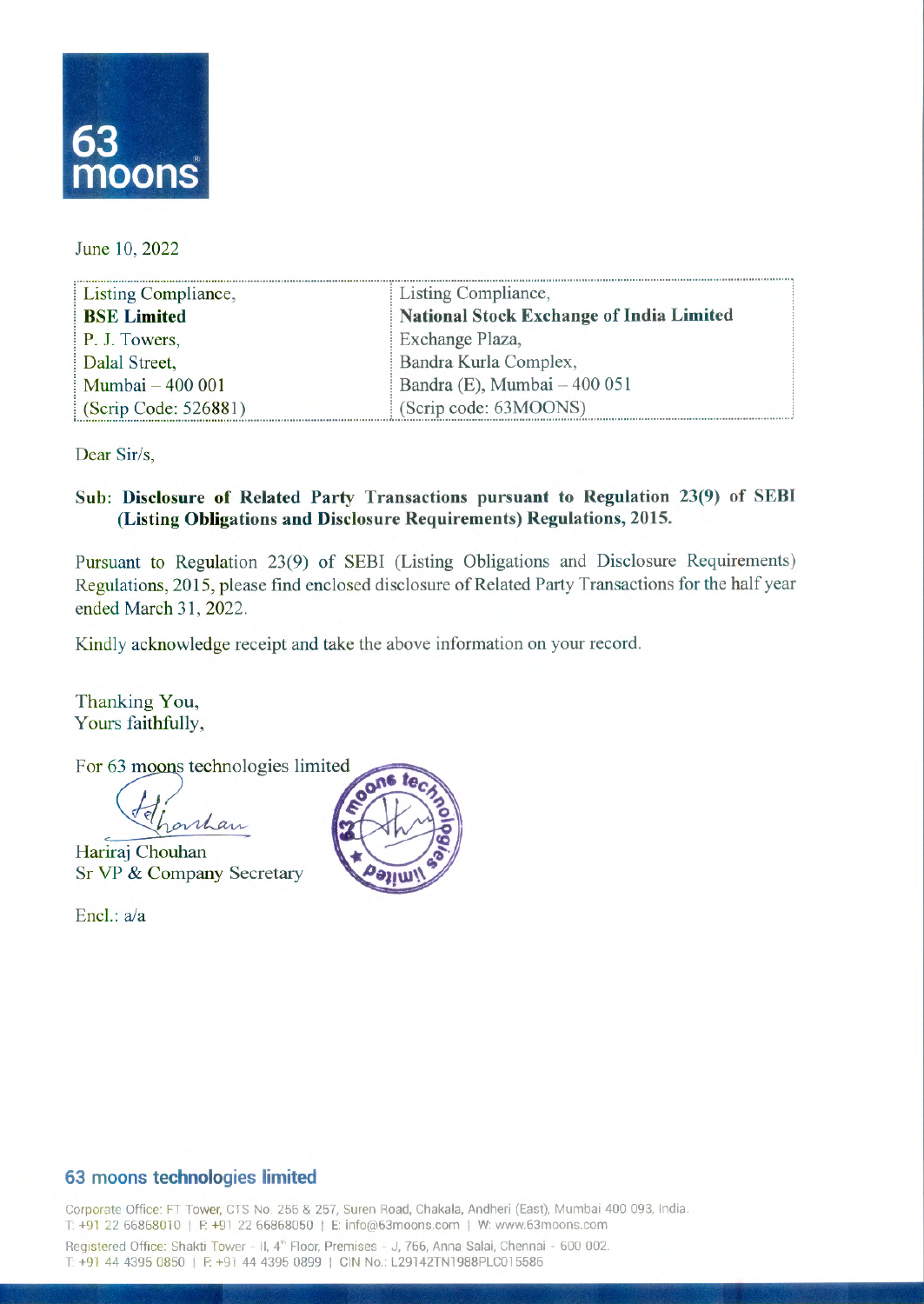63 moons

June 10, 2022

| Listing Compliance, | Listing Compliance, |
| --- | --- |
| **BSE Limited** | **National Stock Exchange of India Limited** |
| P. J. Towers, | Exchange Plaza, |
| Dalal Street, | Bandra Kurla Complex, |
| Mumbai – 400 001 | Bandra (E), Mumbai – 400 051 |
| (Scrip Code: 526881) | (Scrip code: 63MOONS) |

Dear Sir/s,

**Sub: Disclosure of Related Party Transactions pursuant to Regulation 23(9) of SEBI (Listing Obligations and Disclosure Requirements) Regulations, 2015.**

Pursuant to Regulation 23(9) of SEBI (Listing Obligations and Disclosure Requirements) Regulations, 2015, please find enclosed disclosure of Related Party Transactions for the half year ended March 31, 2022.

Kindly acknowledge receipt and take the above information on your record.

Thanking You,
Yours faithfully,

For 63 moons technologies limited

Hariraj Chouhan
Sr VP & Company Secretary

Encl.: a/a

**63 moons technologies limited**

Corporate Office: FT Tower, CTS No. 256 & 257, Suren Road, Chakala, Andheri (East), Mumbai 400 093, India.
T: +91 22 66868010 | F: +91 22 66868050 | E: info@63moons.com | W: www.63moons.com

Registered Office: Shakti Tower – II, 4th Floor, Premises – J, 766, Anna Salai, Chennai - 600 002.
T: +91 44 4395 0850 | F: +91 44 4395 0899 | CIN No.: L29142TN1988PLC015586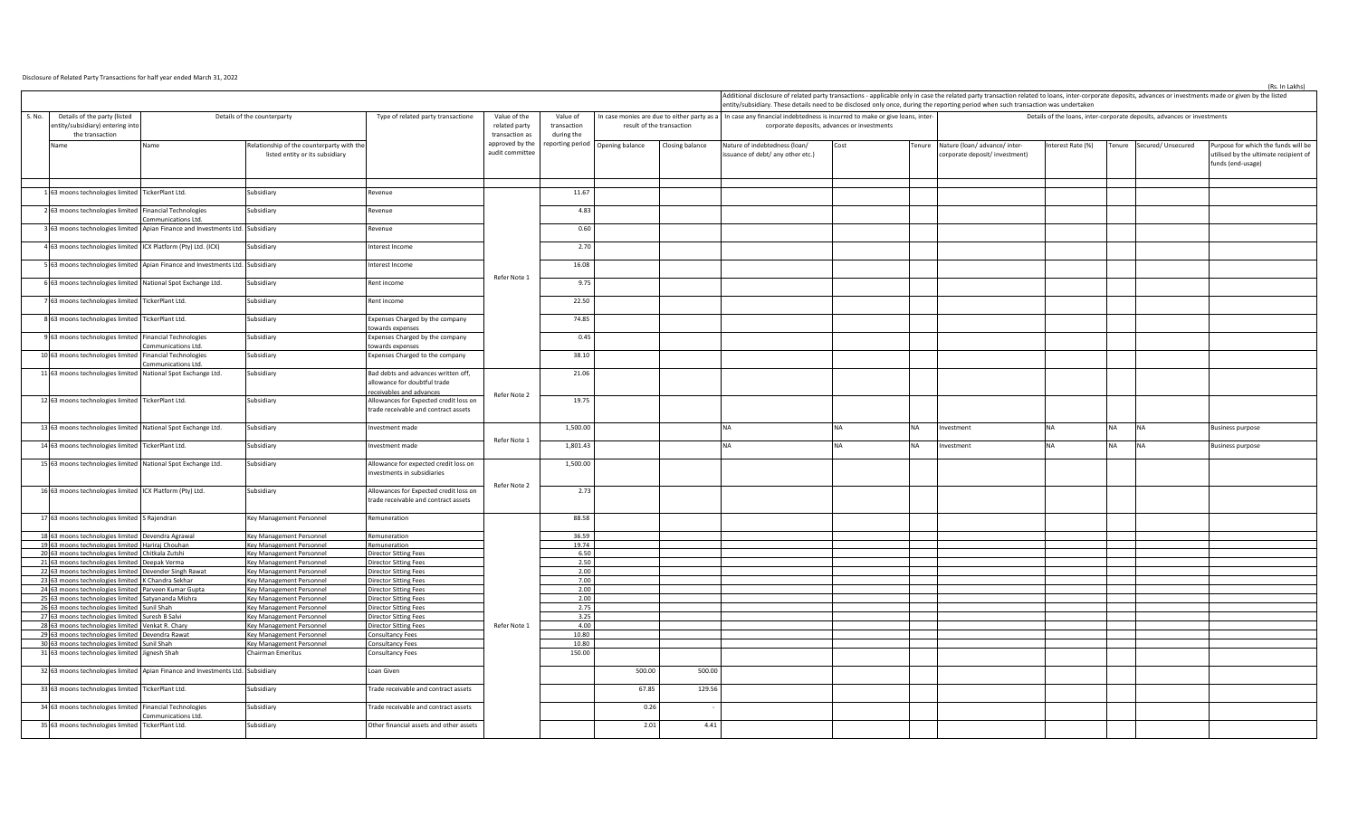Disclosure of Related Party Transactions for half year ended March 31, 2022

(Rs. In Lakhs)

| S. No. | Details of the party (listed entity/subsidiary) entering into the transaction | Details of the counterparty | | Type of related party transaction | Value of the related party transaction as approved by the audit committee | Value of transaction during the reporting period | In case monies are due to either party as a result of the transaction | | Additional disclosure of related party transactions - applicable only in case the related party transaction related to loans, inter-corporate deposits, advances or investments made or given by the listed entity/subsidiary. These details need to be disclosed only once, during the reporting period when such transaction was undertaken | | | | | | | |
|---|---|---|---|---|---|---|---|---|---|---|---|---|---|---|---|---|
| | | | | | | | | | In case any financial indebtedness is incurred to make or give loans, inter-corporate deposits, advances or investments | | | Details of the loans, inter-corporate deposits, advances or investments | | | | |
| | Name | Name | Relationship of the counterparty with the listed entity or its subsidiary | | | | Opening balance | Closing balance | Nature of indebtedness (loan/ issuance of debt/ any other etc.) | Cost | Tenure | Nature (loan/ advance/ inter-corporate deposit/ investment) | Interest Rate (%) | Tenure | Secured/ Unsecured | Purpose for which the funds will be utilised by the ultimate recipient of funds (end-usage) |
| 1 | 63 moons technologies limited | TickerPlant Ltd. | Subsidiary | Revenue | Refer Note 1 | 11.67 | | | | | | | | | | |
| 2 | 63 moons technologies limited | Financial Technologies Communications Ltd. | Subsidiary | Revenue | Refer Note 1 | 4.83 | | | | | | | | | | |
| 3 | 63 moons technologies limited | Apian Finance and Investments Ltd. | Subsidiary | Revenue | Refer Note 1 | 0.60 | | | | | | | | | | |
| 4 | 63 moons technologies limited | ICX Platform (Pty) Ltd. (ICX) | Subsidiary | Interest Income | Refer Note 1 | 2.70 | | | | | | | | | | |
| 5 | 63 moons technologies limited | Apian Finance and Investments Ltd. | Subsidiary | Interest Income | Refer Note 1 | 16.08 | | | | | | | | | | |
| 6 | 63 moons technologies limited | National Spot Exchange Ltd. | Subsidiary | Rent income | Refer Note 1 | 9.75 | | | | | | | | | | |
| 7 | 63 moons technologies limited | TickerPlant Ltd. | Subsidiary | Rent income | Refer Note 1 | 22.50 | | | | | | | | | | |
| 8 | 63 moons technologies limited | TickerPlant Ltd. | Subsidiary | Expenses Charged by the company towards expenses | Refer Note 1 | 74.85 | | | | | | | | | | |
| 9 | 63 moons technologies limited | Financial Technologies Communications Ltd. | Subsidiary | Expenses Charged by the company towards expenses | Refer Note 1 | 0.45 | | | | | | | | | | |
| 10 | 63 moons technologies limited | Financial Technologies Communications Ltd. | Subsidiary | Expenses Charged to the company | Refer Note 1 | 38.10 | | | | | | | | | | |
| 11 | 63 moons technologies limited | National Spot Exchange Ltd. | Subsidiary | Bad debts and advances written off, allowance for doubtful trade receivables and advances | Refer Note 2 | 21.06 | | | | | | | | | | |
| 12 | 63 moons technologies limited | TickerPlant Ltd. | Subsidiary | Allowances for Expected credit loss on trade receivable and contract assets | Refer Note 2 | 19.75 | | | | | | | | | | |
| 13 | 63 moons technologies limited | National Spot Exchange Ltd. | Subsidiary | Investment made | Refer Note 1 | 1,500.00 | | | NA | NA | NA | Investment | NA | NA | NA | Business purpose |
| 14 | 63 moons technologies limited | TickerPlant Ltd. | Subsidiary | Investment made | Refer Note 1 | 1,801.43 | | | NA | NA | NA | Investment | NA | NA | NA | Business purpose |
| 15 | 63 moons technologies limited | National Spot Exchange Ltd. | Subsidiary | Allowance for expected credit loss on investments in subsidiaries | Refer Note 2 | 1,500.00 | | | | | | | | | | |
| 16 | 63 moons technologies limited | ICX Platform (Pty) Ltd. | Subsidiary | Allowances for Expected credit loss on trade receivable and contract assets | Refer Note 2 | 2.73 | | | | | | | | | | |
| 17 | 63 moons technologies limited | S Rajendran | Key Management Personnel | Remuneration | Refer Note 1 | 88.58 | | | | | | | | | | |
| 18 | 63 moons technologies limited | Devendra Agrawal | Key Management Personnel | Remuneration | Refer Note 1 | 36.59 | | | | | | | | | | |
| 19 | 63 moons technologies limited | Hariraj Chouhan | Key Management Personnel | Remuneration | Refer Note 1 | 19.74 | | | | | | | | | | |
| 20 | 63 moons technologies limited | Chitkala Zutshi | Key Management Personnel | Director Sitting Fees | Refer Note 1 | 6.50 | | | | | | | | | | |
| 21 | 63 moons technologies limited | Deepak Verma | Key Management Personnel | Director Sitting Fees | Refer Note 1 | 2.50 | | | | | | | | | | |
| 22 | 63 moons technologies limited | Devender Singh Rawat | Key Management Personnel | Director Sitting Fees | Refer Note 1 | 2.00 | | | | | | | | | | |
| 23 | 63 moons technologies limited | K Chandra Sekhar | Key Management Personnel | Director Sitting Fees | Refer Note 1 | 7.00 | | | | | | | | | | |
| 24 | 63 moons technologies limited | Parveen Kumar Gupta | Key Management Personnel | Director Sitting Fees | Refer Note 1 | 2.00 | | | | | | | | | | |
| 25 | 63 moons technologies limited | Satyananda Mishra | Key Management Personnel | Director Sitting Fees | Refer Note 1 | 2.00 | | | | | | | | | | |
| 26 | 63 moons technologies limited | Sunil Shah | Key Management Personnel | Director Sitting Fees | Refer Note 1 | 2.75 | | | | | | | | | | |
| 27 | 63 moons technologies limited | Suresh B Salvi | Key Management Personnel | Director Sitting Fees | Refer Note 1 | 3.25 | | | | | | | | | | |
| 28 | 63 moons technologies limited | Venkat R. Chary | Key Management Personnel | Director Sitting Fees | Refer Note 1 | 4.00 | | | | | | | | | | |
| 29 | 63 moons technologies limited | Devendra Rawat | Key Management Personnel | Consultancy Fees | Refer Note 1 | 10.80 | | | | | | | | | | |
| 30 | 63 moons technologies limited | Sunil Shah | Key Management Personnel | Consultancy Fees | Refer Note 1 | 10.80 | | | | | | | | | | |
| 31 | 63 moons technologies limited | Jignesh Shah | Chairman Emeritus | Consultancy Fees | Refer Note 1 | 150.00 | | | | | | | | | | |
| 32 | 63 moons technologies limited | Apian Finance and Investments Ltd. | Subsidiary | Loan Given | | | 500.00 | 500.00 | | | | | | | | |
| 33 | 63 moons technologies limited | TickerPlant Ltd. | Subsidiary | Trade receivable and contract assets | | | 67.85 | 129.56 | | | | | | | | |
| 34 | 63 moons technologies limited | Financial Technologies Communications Ltd. | Subsidiary | Trade receivable and contract assets | | | 0.26 | - | | | | | | | | |
| 35 | 63 moons technologies limited | TickerPlant Ltd. | Subsidiary | Other financial assets and other assets | | | 2.01 | 4.41 | | | | | | | | |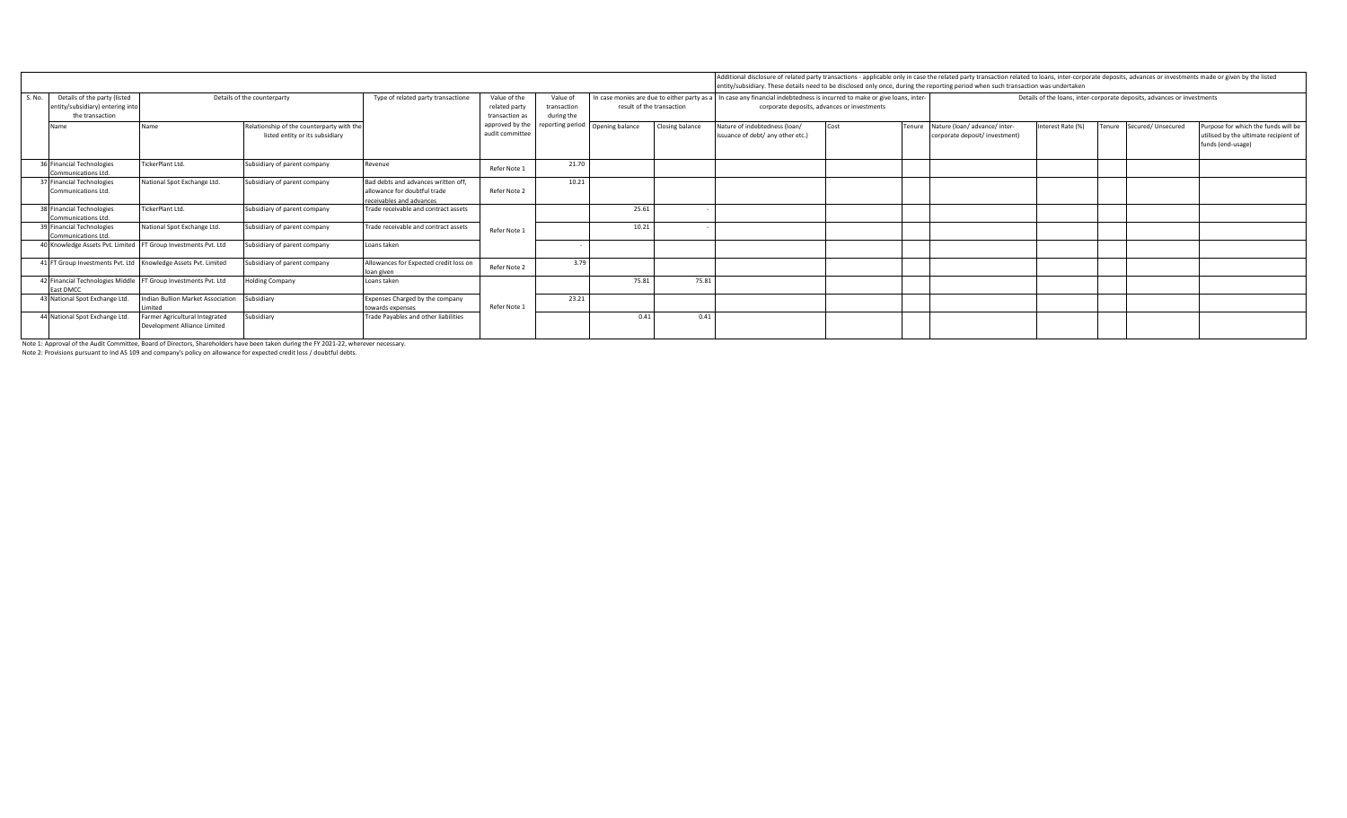| | | | | | | | | | | | | | | | | |
|---|---|---|---|---|---|---|---|---|---|---|---|---|---|---|---|---|
| | | | | | | | | | Additional disclosure of related party transactions - applicable only in case the related party transaction related to loans, inter-corporate deposits, advances or investments made or given by the listed entity/subsidiary. These details need to be disclosed only once, during the reporting period when such transaction was undertaken | | | | | | | |
| S. No. | Details of the party (listed entity/subsidiary) entering into the transaction | Details of the counterparty | | Type of related party transaction | Value of the related party transaction as approved by the audit committee | Value of transaction during the reporting period | In case monies are due to either party as a result of the transaction | | In case any financial indebtedness is incurred to make or give loans, inter-corporate deposits, advances or investments | | | Details of the loans, inter-corporate deposits, advances or investments | | | | |
| | Name | Name | Relationship of the counterparty with the listed entity or its subsidiary | | | | Opening balance | Closing balance | Nature of indebtedness (loan/ issuance of debt/ any other etc.) | Cost | Tenure | Nature (loan/ advance/ inter-corporate deposit/ investment) | Interest Rate (%) | Tenure | Secured/ Unsecured | Purpose for which the funds will be utilised by the ultimate recipient of funds (end-usage) |
| 36 | Financial Technologies Communications Ltd. | TickerPlant Ltd. | Subsidiary of parent company | Revenue | Refer Note 1 | 21.70 | | | | | | | | | | |
| 37 | Financial Technologies Communications Ltd. | National Spot Exchange Ltd. | Subsidiary of parent company | Bad debts and advances written off, allowance for doubtful trade receivables and advances | Refer Note 2 | 10.21 | | | | | | | | | | |
| 38 | Financial Technologies Communications Ltd. | TickerPlant Ltd. | Subsidiary of parent company | Trade receivable and contract assets | Refer Note 1 | | 25.61 | - | | | | | | | | |
| 39 | Financial Technologies Communications Ltd. | National Spot Exchange Ltd. | Subsidiary of parent company | Trade receivable and contract assets | | | 10.21 | - | | | | | | | | |
| 40 | Knowledge Assets Pvt. Limited | FT Group Investments Pvt. Ltd | Subsidiary of parent company | Loans taken | | - | | | | | | | | | | |
| 41 | FT Group Investments Pvt. Ltd | Knowledge Assets Pvt. Limited | Subsidiary of parent company | Allowances for Expected credit loss on loan given | Refer Note 2 | 3.79 | | | | | | | | | | |
| 42 | Financial Technologies Middle East DMCC | FT Group Investments Pvt. Ltd | Holding Company | Loans taken | Refer Note 1 | | 75.81 | 75.81 | | | | | | | | |
| 43 | National Spot Exchange Ltd. | Indian Bullion Market Association Limited | Subsidiary | Expenses Charged by the company towards expenses | | 23.21 | | | | | | | | | | |
| 44 | National Spot Exchange Ltd. | Farmer Agricultural Integrated Development Alliance Limited | Subsidiary | Trade Payables and other liabilities | | | 0.41 | 0.41 | | | | | | | | |

Note 1: Approval of the Audit Committee, Board of Directors, Shareholders have been taken during the FY 2021-22, wherever necessary.

Note 2: Provisions pursuant to Ind AS 109 and company's policy on allowance for expected credit loss / doubtful debts.